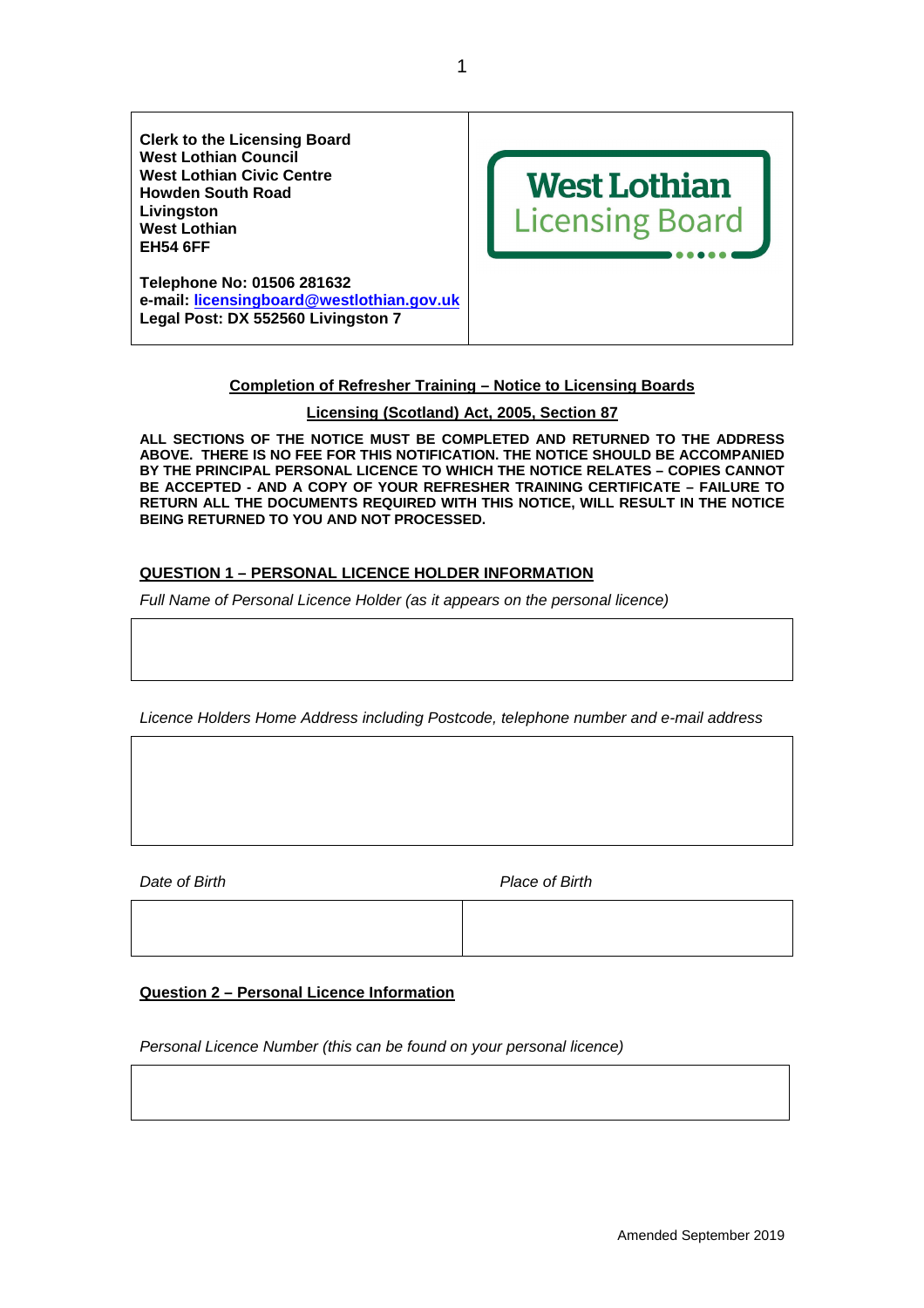**Clerk to the Licensing Board**
**West Lothian Council**
**West Lothian Civic Centre**
**Howden South Road**
**Livingston**
**West Lothian**
**EH54 6FF**

**Telephone No: 01506 281632**
**e-mail: licensingboard@westlothian.gov.uk**
**Legal Post: DX 552560 Livingston 7**

West Lothian Licensing Board

## Completion of Refresher Training – Notice to Licensing Boards

## Licensing (Scotland) Act, 2005, Section 87

**ALL SECTIONS OF THE NOTICE MUST BE COMPLETED AND RETURNED TO THE ADDRESS ABOVE. THERE IS NO FEE FOR THIS NOTIFICATION. THE NOTICE SHOULD BE ACCOMPANIED BY THE PRINCIPAL PERSONAL LICENCE TO WHICH THE NOTICE RELATES – COPIES CANNOT BE ACCEPTED - AND A COPY OF YOUR REFRESHER TRAINING CERTIFICATE – FAILURE TO RETURN ALL THE DOCUMENTS REQUIRED WITH THIS NOTICE, WILL RESULT IN THE NOTICE BEING RETURNED TO YOU AND NOT PROCESSED.**

### QUESTION 1 – PERSONAL LICENCE HOLDER INFORMATION

*Full Name of Personal Licence Holder (as it appears on the personal licence)*

| |
|---|
| |

*Licence Holders Home Address including Postcode, telephone number and e-mail address*

| |
|---|
| |

| *Date of Birth* | *Place of Birth* |
|---|---|
| | |

### Question 2 – Personal Licence Information

*Personal Licence Number (this can be found on your personal licence)*

| |
|---|
| |

Amended September 2019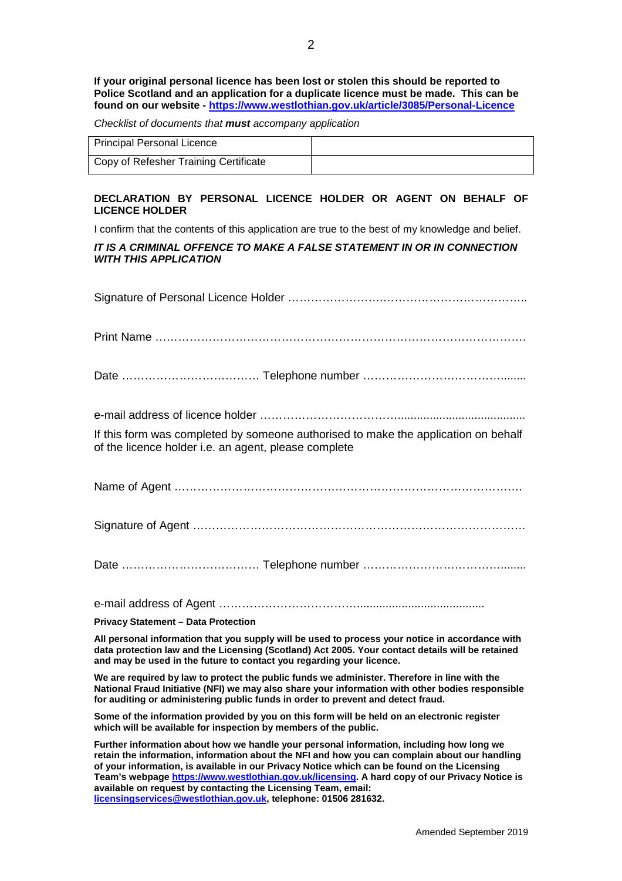**If your original personal licence has been lost or stolen this should be reported to Police Scotland and an application for a duplicate licence must be made. This can be found on our website - [https://www.westlothian.gov.uk/article/3085/Personal-Licence](https://www.westlothian.gov.uk/article/3085/Personal-Licence)**

*Checklist of documents that **must** accompany application*

| | |
|---|---|
| Principal Personal Licence | |
| Copy of Refesher Training Certificate | |

**DECLARATION BY PERSONAL LICENCE HOLDER OR AGENT ON BEHALF OF LICENCE HOLDER**

I confirm that the contents of this application are true to the best of my knowledge and belief.

***IT IS A CRIMINAL OFFENCE TO MAKE A FALSE STATEMENT IN OR IN CONNECTION WITH THIS APPLICATION***

Signature of Personal Licence Holder ……………………………………………………………..

Print Name ……………………………………………………………………………………….

Date ……………………………… Telephone number …………………………………........

e-mail address of licence holder ……………………………….......................................

If this form was completed by someone authorised to make the application on behalf of the licence holder i.e. an agent, please complete

Name of Agent ……………………………………………………………………………….

Signature of Agent ………………………………………………………………………….

Date ……………………………… Telephone number …………………………………........

e-mail address of Agent ……………………………….......................................

**Privacy Statement – Data Protection**

**All personal information that you supply will be used to process your notice in accordance with data protection law and the Licensing (Scotland) Act 2005. Your contact details will be retained and may be used in the future to contact you regarding your licence.**

**We are required by law to protect the public funds we administer. Therefore in line with the National Fraud Initiative (NFI) we may also share your information with other bodies responsible for auditing or administering public funds in order to prevent and detect fraud.**

**Some of the information provided by you on this form will be held on an electronic register which will be available for inspection by members of the public.**

**Further information about how we handle your personal information, including how long we retain the information, information about the NFI and how you can complain about our handling of your information, is available in our Privacy Notice which can be found on the Licensing Team's webpage [https://www.westlothian.gov.uk/licensing](https://www.westlothian.gov.uk/licensing). A hard copy of our Privacy Notice is available on request by contacting the Licensing Team, email: [licensingservices@westlothian.gov.uk](mailto:licensingservices@westlothian.gov.uk), telephone: 01506 281632.**

Amended September 2019